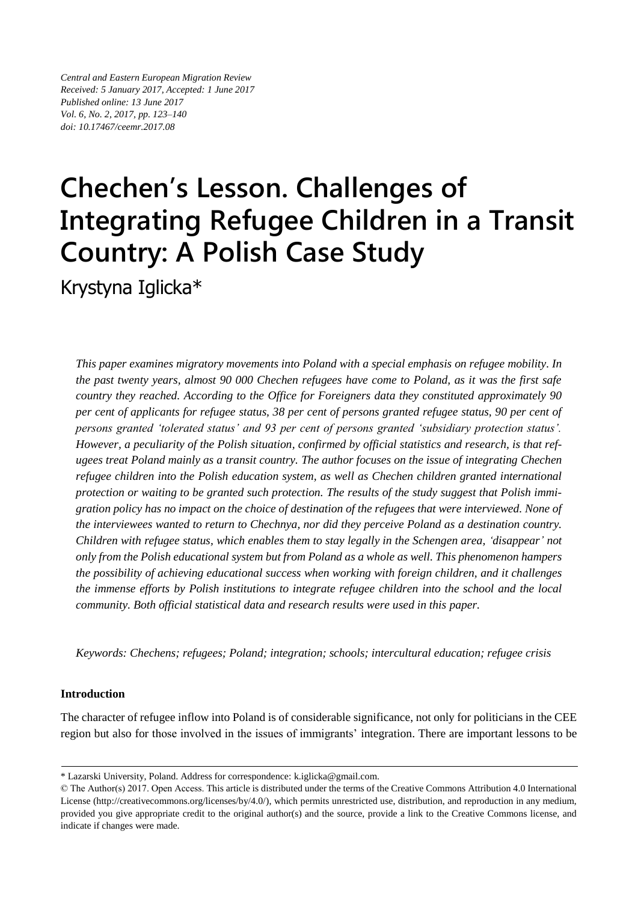*Central and Eastern European Migration Review*
*Received: 5 January 2017, Accepted: 1 June 2017*
*Published online: 13 June 2017*
*Vol. 6, No. 2, 2017, pp. 123–140*
*doi: 10.17467/ceemr.2017.08*

# Chechen's Lesson. Challenges of Integrating Refugee Children in a Transit Country: A Polish Case Study

Krystyna Iglicka*

*This paper examines migratory movements into Poland with a special emphasis on refugee mobility. In the past twenty years, almost 90 000 Chechen refugees have come to Poland, as it was the first safe country they reached. According to the Office for Foreigners data they constituted approximately 90 per cent of applicants for refugee status, 38 per cent of persons granted refugee status, 90 per cent of persons granted 'tolerated status' and 93 per cent of persons granted 'subsidiary protection status'. However, a peculiarity of the Polish situation, confirmed by official statistics and research, is that refugees treat Poland mainly as a transit country. The author focuses on the issue of integrating Chechen refugee children into the Polish education system, as well as Chechen children granted international protection or waiting to be granted such protection. The results of the study suggest that Polish immigration policy has no impact on the choice of destination of the refugees that were interviewed. None of the interviewees wanted to return to Chechnya, nor did they perceive Poland as a destination country. Children with refugee status, which enables them to stay legally in the Schengen area, 'disappear' not only from the Polish educational system but from Poland as a whole as well. This phenomenon hampers the possibility of achieving educational success when working with foreign children, and it challenges the immense efforts by Polish institutions to integrate refugee children into the school and the local community. Both official statistical data and research results were used in this paper.*

*Keywords: Chechens; refugees; Poland; integration; schools; intercultural education; refugee crisis*

**Introduction**

The character of refugee inflow into Poland is of considerable significance, not only for politicians in the CEE region but also for those involved in the issues of immigrants' integration. There are important lessons to be

---

* Lazarski University, Poland. Address for correspondence: k.iglicka@gmail.com.

© The Author(s) 2017. Open Access. This article is distributed under the terms of the Creative Commons Attribution 4.0 International License (http://creativecommons.org/licenses/by/4.0/), which permits unrestricted use, distribution, and reproduction in any medium, provided you give appropriate credit to the original author(s) and the source, provide a link to the Creative Commons license, and indicate if changes were made.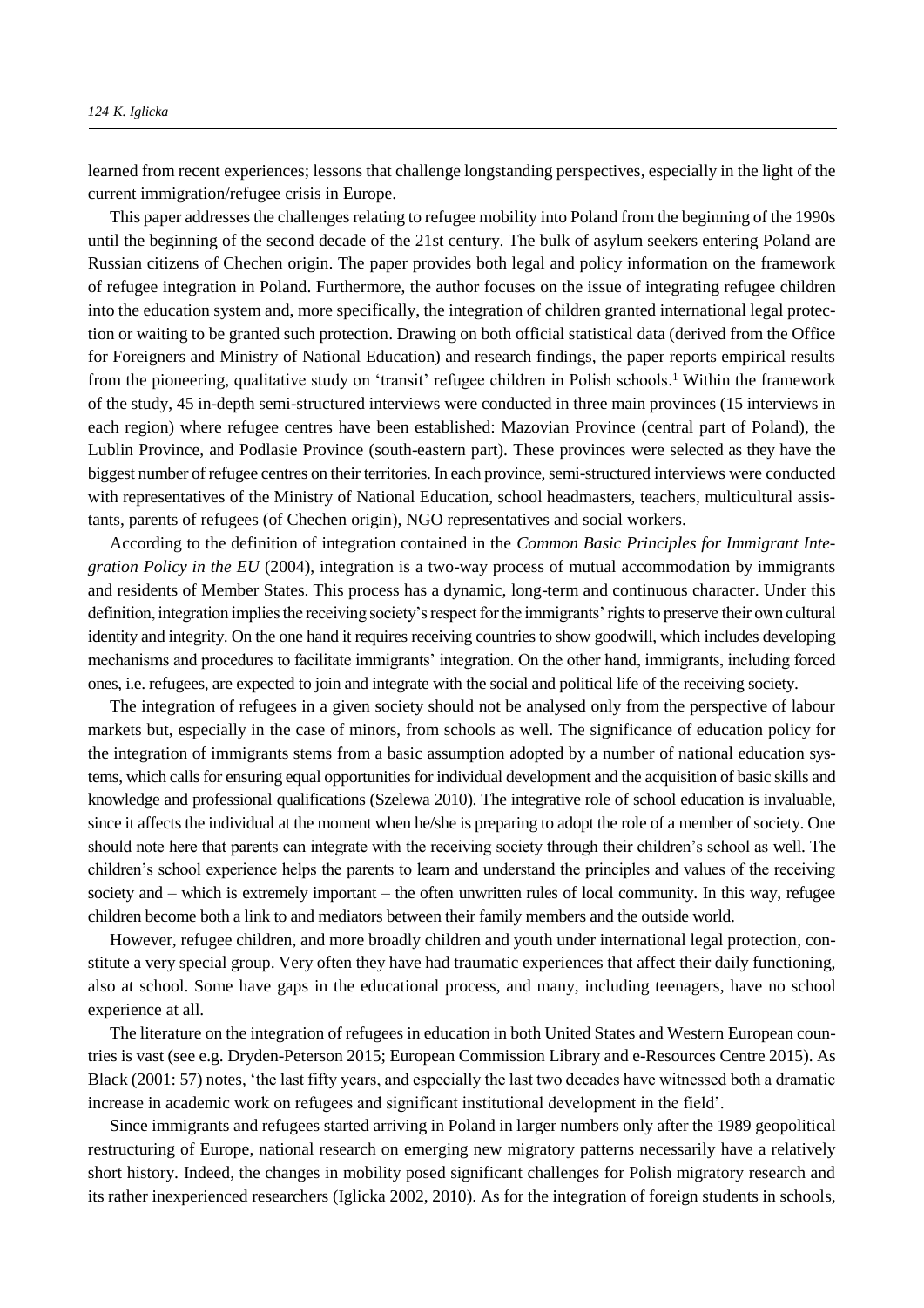learned from recent experiences; lessons that challenge longstanding perspectives, especially in the light of the current immigration/refugee crisis in Europe.

This paper addresses the challenges relating to refugee mobility into Poland from the beginning of the 1990s until the beginning of the second decade of the 21st century. The bulk of asylum seekers entering Poland are Russian citizens of Chechen origin. The paper provides both legal and policy information on the framework of refugee integration in Poland. Furthermore, the author focuses on the issue of integrating refugee children into the education system and, more specifically, the integration of children granted international legal protection or waiting to be granted such protection. Drawing on both official statistical data (derived from the Office for Foreigners and Ministry of National Education) and research findings, the paper reports empirical results from the pioneering, qualitative study on 'transit' refugee children in Polish schools.[1] Within the framework of the study, 45 in-depth semi-structured interviews were conducted in three main provinces (15 interviews in each region) where refugee centres have been established: Mazovian Province (central part of Poland), the Lublin Province, and Podlasie Province (south-eastern part). These provinces were selected as they have the biggest number of refugee centres on their territories. In each province, semi-structured interviews were conducted with representatives of the Ministry of National Education, school headmasters, teachers, multicultural assistants, parents of refugees (of Chechen origin), NGO representatives and social workers.

According to the definition of integration contained in the *Common Basic Principles for Immigrant Integration Policy in the EU* (2004), integration is a two-way process of mutual accommodation by immigrants and residents of Member States. This process has a dynamic, long-term and continuous character. Under this definition, integration implies the receiving society's respect for the immigrants' rights to preserve their own cultural identity and integrity. On the one hand it requires receiving countries to show goodwill, which includes developing mechanisms and procedures to facilitate immigrants' integration. On the other hand, immigrants, including forced ones, i.e. refugees, are expected to join and integrate with the social and political life of the receiving society.

The integration of refugees in a given society should not be analysed only from the perspective of labour markets but, especially in the case of minors, from schools as well. The significance of education policy for the integration of immigrants stems from a basic assumption adopted by a number of national education systems, which calls for ensuring equal opportunities for individual development and the acquisition of basic skills and knowledge and professional qualifications (Szelewa 2010). The integrative role of school education is invaluable, since it affects the individual at the moment when he/she is preparing to adopt the role of a member of society. One should note here that parents can integrate with the receiving society through their children's school as well. The children's school experience helps the parents to learn and understand the principles and values of the receiving society and – which is extremely important – the often unwritten rules of local community. In this way, refugee children become both a link to and mediators between their family members and the outside world.

However, refugee children, and more broadly children and youth under international legal protection, constitute a very special group. Very often they have had traumatic experiences that affect their daily functioning, also at school. Some have gaps in the educational process, and many, including teenagers, have no school experience at all.

The literature on the integration of refugees in education in both United States and Western European countries is vast (see e.g. Dryden-Peterson 2015; European Commission Library and e-Resources Centre 2015). As Black (2001: 57) notes, 'the last fifty years, and especially the last two decades have witnessed both a dramatic increase in academic work on refugees and significant institutional development in the field'.

Since immigrants and refugees started arriving in Poland in larger numbers only after the 1989 geopolitical restructuring of Europe, national research on emerging new migratory patterns necessarily have a relatively short history. Indeed, the changes in mobility posed significant challenges for Polish migratory research and its rather inexperienced researchers (Iglicka 2002, 2010). As for the integration of foreign students in schools,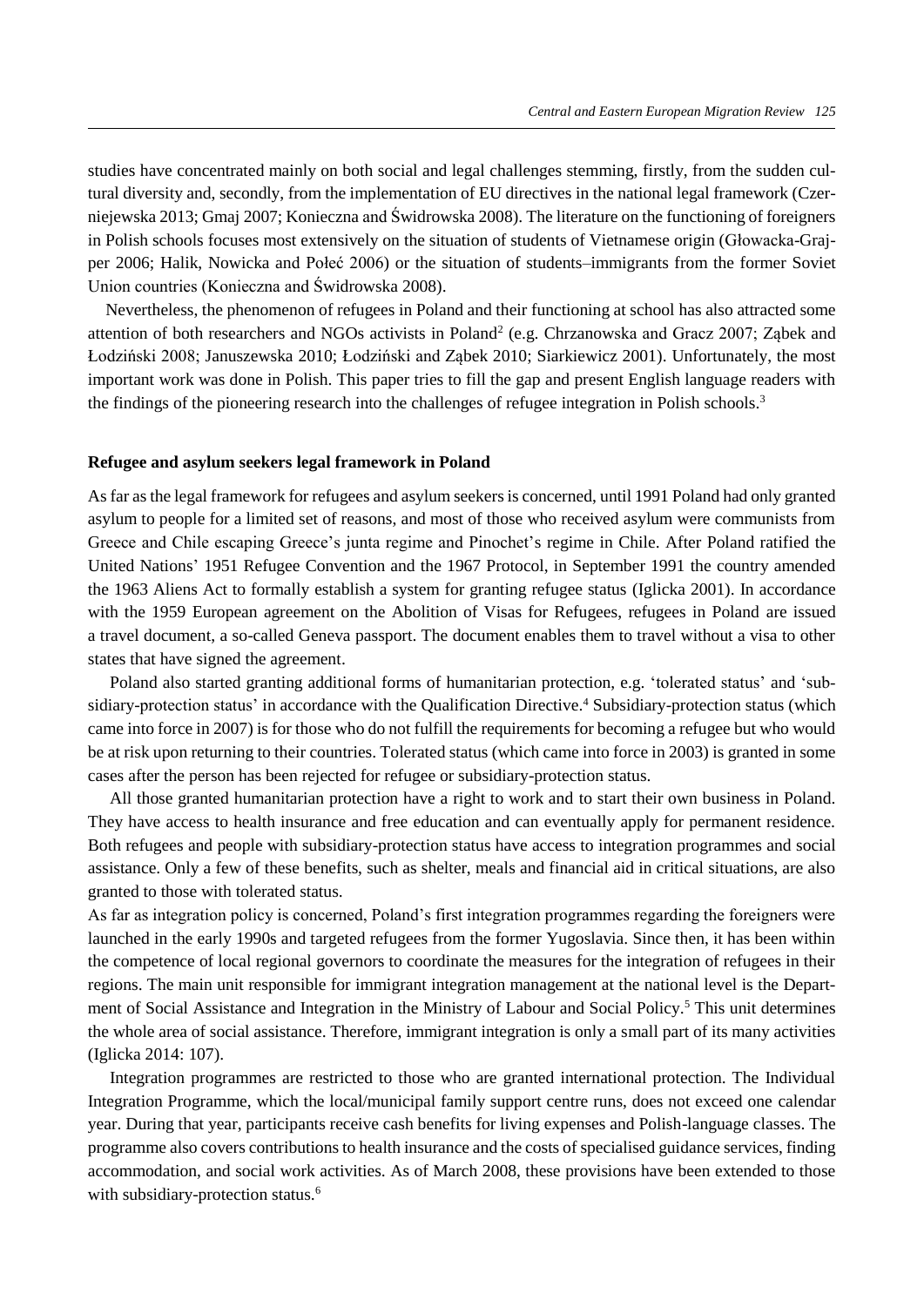studies have concentrated mainly on both social and legal challenges stemming, firstly, from the sudden cultural diversity and, secondly, from the implementation of EU directives in the national legal framework (Czerniejewska 2013; Gmaj 2007; Konieczna and Świdrowska 2008). The literature on the functioning of foreigners in Polish schools focuses most extensively on the situation of students of Vietnamese origin (Głowacka-Grajper 2006; Halik, Nowicka and Połeć 2006) or the situation of students–immigrants from the former Soviet Union countries (Konieczna and Świdrowska 2008).

Nevertheless, the phenomenon of refugees in Poland and their functioning at school has also attracted some attention of both researchers and NGOs activists in Poland[2] (e.g. Chrzanowska and Gracz 2007; Ząbek and Łodziński 2008; Januszewska 2010; Łodziński and Ząbek 2010; Siarkiewicz 2001). Unfortunately, the most important work was done in Polish. This paper tries to fill the gap and present English language readers with the findings of the pioneering research into the challenges of refugee integration in Polish schools.[3]

## Refugee and asylum seekers legal framework in Poland

As far as the legal framework for refugees and asylum seekers is concerned, until 1991 Poland had only granted asylum to people for a limited set of reasons, and most of those who received asylum were communists from Greece and Chile escaping Greece's junta regime and Pinochet's regime in Chile. After Poland ratified the United Nations' 1951 Refugee Convention and the 1967 Protocol, in September 1991 the country amended the 1963 Aliens Act to formally establish a system for granting refugee status (Iglicka 2001). In accordance with the 1959 European agreement on the Abolition of Visas for Refugees, refugees in Poland are issued a travel document, a so-called Geneva passport. The document enables them to travel without a visa to other states that have signed the agreement.

Poland also started granting additional forms of humanitarian protection, e.g. 'tolerated status' and 'subsidiary-protection status' in accordance with the Qualification Directive.[4] Subsidiary-protection status (which came into force in 2007) is for those who do not fulfill the requirements for becoming a refugee but who would be at risk upon returning to their countries. Tolerated status (which came into force in 2003) is granted in some cases after the person has been rejected for refugee or subsidiary-protection status.

All those granted humanitarian protection have a right to work and to start their own business in Poland. They have access to health insurance and free education and can eventually apply for permanent residence. Both refugees and people with subsidiary-protection status have access to integration programmes and social assistance. Only a few of these benefits, such as shelter, meals and financial aid in critical situations, are also granted to those with tolerated status.

As far as integration policy is concerned, Poland's first integration programmes regarding the foreigners were launched in the early 1990s and targeted refugees from the former Yugoslavia. Since then, it has been within the competence of local regional governors to coordinate the measures for the integration of refugees in their regions. The main unit responsible for immigrant integration management at the national level is the Department of Social Assistance and Integration in the Ministry of Labour and Social Policy.[5] This unit determines the whole area of social assistance. Therefore, immigrant integration is only a small part of its many activities (Iglicka 2014: 107).

Integration programmes are restricted to those who are granted international protection. The Individual Integration Programme, which the local/municipal family support centre runs, does not exceed one calendar year. During that year, participants receive cash benefits for living expenses and Polish-language classes. The programme also covers contributions to health insurance and the costs of specialised guidance services, finding accommodation, and social work activities. As of March 2008, these provisions have been extended to those with subsidiary-protection status.[6]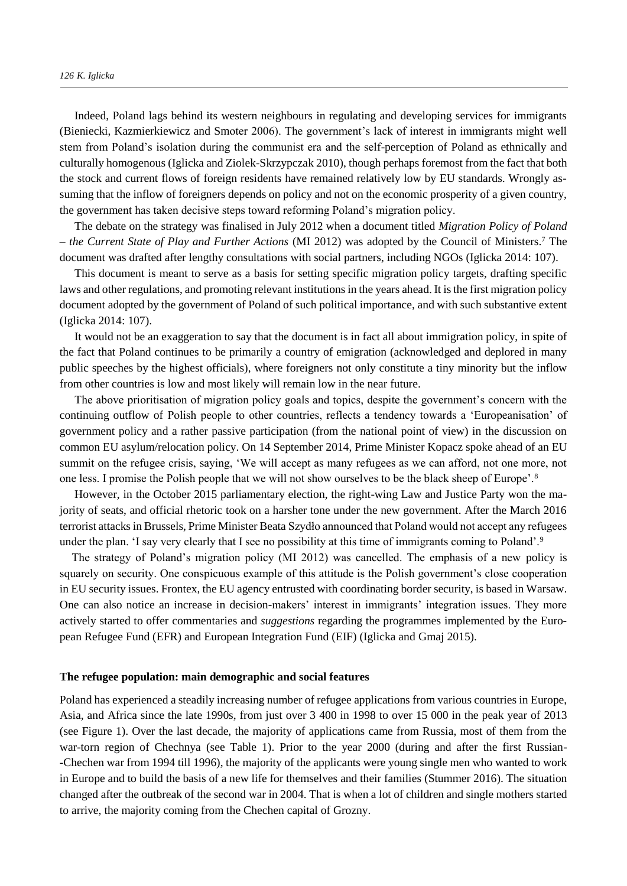Indeed, Poland lags behind its western neighbours in regulating and developing services for immigrants (Bieniecki, Kazmierkiewicz and Smoter 2006). The government's lack of interest in immigrants might well stem from Poland's isolation during the communist era and the self-perception of Poland as ethnically and culturally homogenous (Iglicka and Ziolek-Skrzypczak 2010), though perhaps foremost from the fact that both the stock and current flows of foreign residents have remained relatively low by EU standards. Wrongly assuming that the inflow of foreigners depends on policy and not on the economic prosperity of a given country, the government has taken decisive steps toward reforming Poland's migration policy.

The debate on the strategy was finalised in July 2012 when a document titled *Migration Policy of Poland – the Current State of Play and Further Actions* (MI 2012) was adopted by the Council of Ministers.[7] The document was drafted after lengthy consultations with social partners, including NGOs (Iglicka 2014: 107).

This document is meant to serve as a basis for setting specific migration policy targets, drafting specific laws and other regulations, and promoting relevant institutions in the years ahead. It is the first migration policy document adopted by the government of Poland of such political importance, and with such substantive extent (Iglicka 2014: 107).

It would not be an exaggeration to say that the document is in fact all about immigration policy, in spite of the fact that Poland continues to be primarily a country of emigration (acknowledged and deplored in many public speeches by the highest officials), where foreigners not only constitute a tiny minority but the inflow from other countries is low and most likely will remain low in the near future.

The above prioritisation of migration policy goals and topics, despite the government's concern with the continuing outflow of Polish people to other countries, reflects a tendency towards a 'Europeanisation' of government policy and a rather passive participation (from the national point of view) in the discussion on common EU asylum/relocation policy. On 14 September 2014, Prime Minister Kopacz spoke ahead of an EU summit on the refugee crisis, saying, 'We will accept as many refugees as we can afford, not one more, not one less. I promise the Polish people that we will not show ourselves to be the black sheep of Europe'.[8]

However, in the October 2015 parliamentary election, the right-wing Law and Justice Party won the majority of seats, and official rhetoric took on a harsher tone under the new government. After the March 2016 terrorist attacks in Brussels, Prime Minister Beata Szydło announced that Poland would not accept any refugees under the plan. 'I say very clearly that I see no possibility at this time of immigrants coming to Poland'.[9]

The strategy of Poland's migration policy (MI 2012) was cancelled. The emphasis of a new policy is squarely on security. One conspicuous example of this attitude is the Polish government's close cooperation in EU security issues. Frontex, the EU agency entrusted with coordinating border security, is based in Warsaw. One can also notice an increase in decision-makers' interest in immigrants' integration issues. They more actively started to offer commentaries and *suggestions* regarding the programmes implemented by the European Refugee Fund (EFR) and European Integration Fund (EIF) (Iglicka and Gmaj 2015).

### The refugee population: main demographic and social features

Poland has experienced a steadily increasing number of refugee applications from various countries in Europe, Asia, and Africa since the late 1990s, from just over 3 400 in 1998 to over 15 000 in the peak year of 2013 (see Figure 1). Over the last decade, the majority of applications came from Russia, most of them from the war-torn region of Chechnya (see Table 1). Prior to the year 2000 (during and after the first Russian-Chechen war from 1994 till 1996), the majority of the applicants were young single men who wanted to work in Europe and to build the basis of a new life for themselves and their families (Stummer 2016). The situation changed after the outbreak of the second war in 2004. That is when a lot of children and single mothers started to arrive, the majority coming from the Chechen capital of Grozny.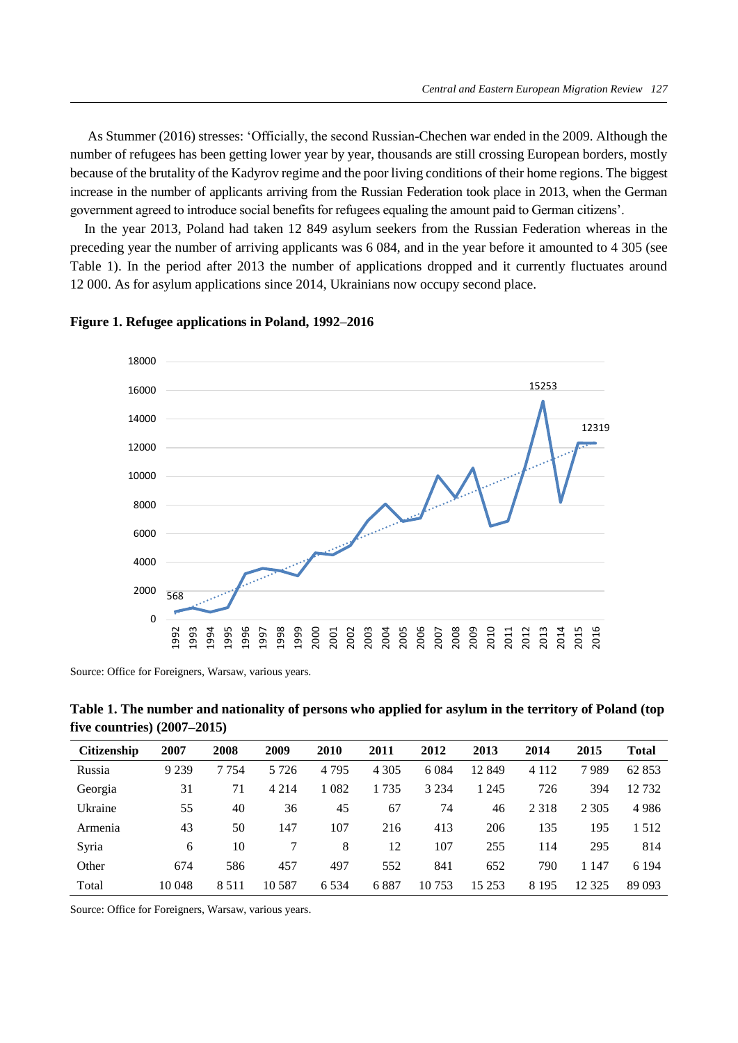As Stummer (2016) stresses: 'Officially, the second Russian-Chechen war ended in the 2009. Although the number of refugees has been getting lower year by year, thousands are still crossing European borders, mostly because of the brutality of the Kadyrov regime and the poor living conditions of their home regions. The biggest increase in the number of applicants arriving from the Russian Federation took place in 2013, when the German government agreed to introduce social benefits for refugees equaling the amount paid to German citizens'.

In the year 2013, Poland had taken 12 849 asylum seekers from the Russian Federation whereas in the preceding year the number of arriving applicants was 6 084, and in the year before it amounted to 4 305 (see Table 1). In the period after 2013 the number of applications dropped and it currently fluctuates around 12 000. As for asylum applications since 2014, Ukrainians now occupy second place.

**Figure 1. Refugee applications in Poland, 1992–2016**

Source: Office for Foreigners, Warsaw, various years.

**Table 1. The number and nationality of persons who applied for asylum in the territory of Poland (top five countries) (2007–2015)**

| Citizenship | 2007 | 2008 | 2009 | 2010 | 2011 | 2012 | 2013 | 2014 | 2015 | Total |
|---|---|---|---|---|---|---|---|---|---|---|
| Russia | 9 239 | 7 754 | 5 726 | 4 795 | 4 305 | 6 084 | 12 849 | 4 112 | 7 989 | 62 853 |
| Georgia | 31 | 71 | 4 214 | 1 082 | 1 735 | 3 234 | 1 245 | 726 | 394 | 12 732 |
| Ukraine | 55 | 40 | 36 | 45 | 67 | 74 | 46 | 2 318 | 2 305 | 4 986 |
| Armenia | 43 | 50 | 147 | 107 | 216 | 413 | 206 | 135 | 195 | 1 512 |
| Syria | 6 | 10 | 7 | 8 | 12 | 107 | 255 | 114 | 295 | 814 |
| Other | 674 | 586 | 457 | 497 | 552 | 841 | 652 | 790 | 1 147 | 6 194 |
| Total | 10 048 | 8 511 | 10 587 | 6 534 | 6 887 | 10 753 | 15 253 | 8 195 | 12 325 | 89 093 |

Source: Office for Foreigners, Warsaw, various years.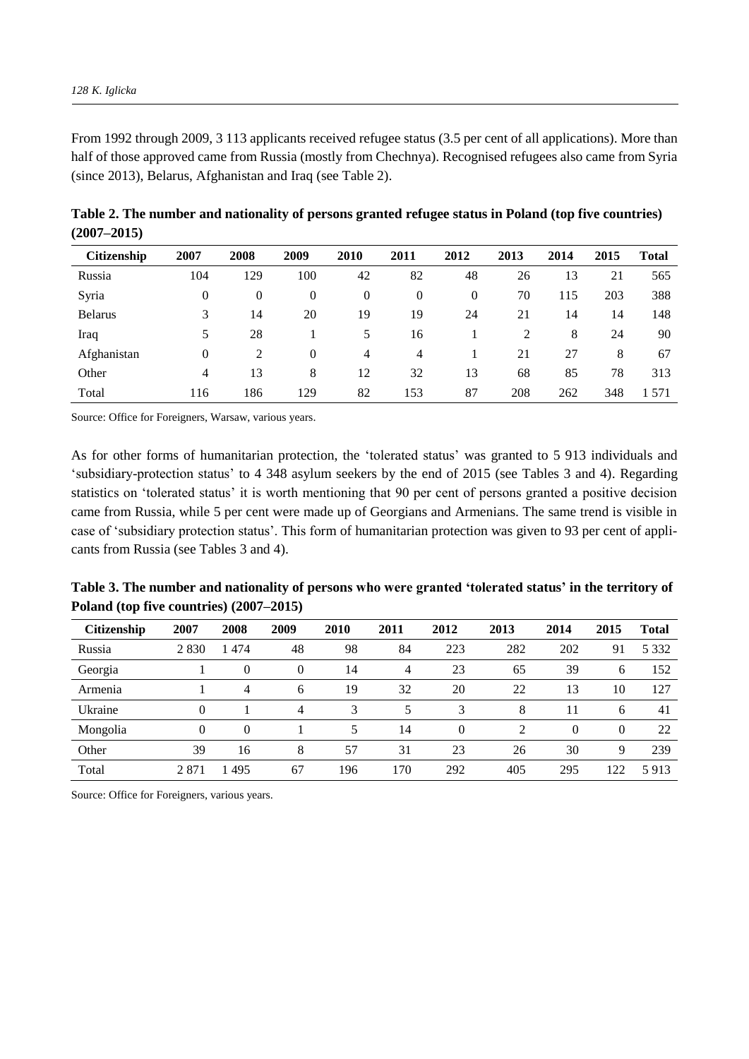From 1992 through 2009, 3 113 applicants received refugee status (3.5 per cent of all applications). More than half of those approved came from Russia (mostly from Chechnya). Recognised refugees also came from Syria (since 2013), Belarus, Afghanistan and Iraq (see Table 2).

**Table 2. The number and nationality of persons granted refugee status in Poland (top five countries) (2007–2015)**

| Citizenship | 2007 | 2008 | 2009 | 2010 | 2011 | 2012 | 2013 | 2014 | 2015 | Total |
|---|---|---|---|---|---|---|---|---|---|---|
| Russia | 104 | 129 | 100 | 42 | 82 | 48 | 26 | 13 | 21 | 565 |
| Syria | 0 | 0 | 0 | 0 | 0 | 0 | 70 | 115 | 203 | 388 |
| Belarus | 3 | 14 | 20 | 19 | 19 | 24 | 21 | 14 | 14 | 148 |
| Iraq | 5 | 28 | 1 | 5 | 16 | 1 | 2 | 8 | 24 | 90 |
| Afghanistan | 0 | 2 | 0 | 4 | 4 | 1 | 21 | 27 | 8 | 67 |
| Other | 4 | 13 | 8 | 12 | 32 | 13 | 68 | 85 | 78 | 313 |
| Total | 116 | 186 | 129 | 82 | 153 | 87 | 208 | 262 | 348 | 1 571 |

Source: Office for Foreigners, Warsaw, various years.

As for other forms of humanitarian protection, the 'tolerated status' was granted to 5 913 individuals and 'subsidiary-protection status' to 4 348 asylum seekers by the end of 2015 (see Tables 3 and 4). Regarding statistics on 'tolerated status' it is worth mentioning that 90 per cent of persons granted a positive decision came from Russia, while 5 per cent were made up of Georgians and Armenians. The same trend is visible in case of 'subsidiary protection status'. This form of humanitarian protection was given to 93 per cent of applicants from Russia (see Tables 3 and 4).

**Table 3. The number and nationality of persons who were granted 'tolerated status' in the territory of Poland (top five countries) (2007–2015)**

| Citizenship | 2007 | 2008 | 2009 | 2010 | 2011 | 2012 | 2013 | 2014 | 2015 | Total |
|---|---|---|---|---|---|---|---|---|---|---|
| Russia | 2 830 | 1 474 | 48 | 98 | 84 | 223 | 282 | 202 | 91 | 5 332 |
| Georgia | 1 | 0 | 0 | 14 | 4 | 23 | 65 | 39 | 6 | 152 |
| Armenia | 1 | 4 | 6 | 19 | 32 | 20 | 22 | 13 | 10 | 127 |
| Ukraine | 0 | 1 | 4 | 3 | 5 | 3 | 8 | 11 | 6 | 41 |
| Mongolia | 0 | 0 | 1 | 5 | 14 | 0 | 2 | 0 | 0 | 22 |
| Other | 39 | 16 | 8 | 57 | 31 | 23 | 26 | 30 | 9 | 239 |
| Total | 2 871 | 1 495 | 67 | 196 | 170 | 292 | 405 | 295 | 122 | 5 913 |

Source: Office for Foreigners, various years.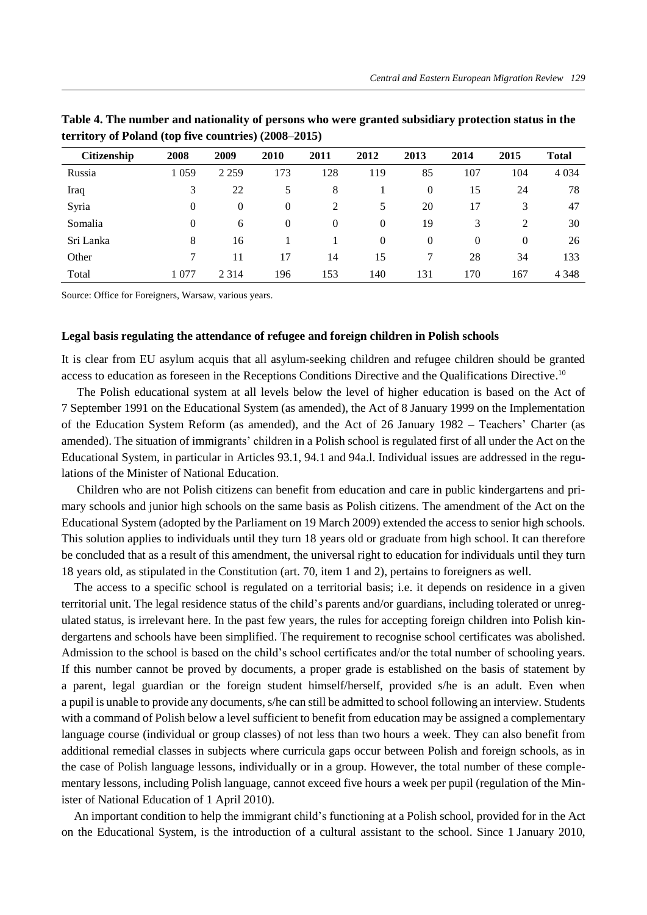**Table 4. The number and nationality of persons who were granted subsidiary protection status in the territory of Poland (top five countries) (2008–2015)**

| Citizenship | 2008 | 2009 | 2010 | 2011 | 2012 | 2013 | 2014 | 2015 | Total |
|---|---|---|---|---|---|---|---|---|---|
| Russia | 1 059 | 2 259 | 173 | 128 | 119 | 85 | 107 | 104 | 4 034 |
| Iraq | 3 | 22 | 5 | 8 | 1 | 0 | 15 | 24 | 78 |
| Syria | 0 | 0 | 0 | 2 | 5 | 20 | 17 | 3 | 47 |
| Somalia | 0 | 6 | 0 | 0 | 0 | 19 | 3 | 2 | 30 |
| Sri Lanka | 8 | 16 | 1 | 1 | 0 | 0 | 0 | 0 | 26 |
| Other | 7 | 11 | 17 | 14 | 15 | 7 | 28 | 34 | 133 |
| Total | 1 077 | 2 314 | 196 | 153 | 140 | 131 | 170 | 167 | 4 348 |

Source: Office for Foreigners, Warsaw, various years.

### Legal basis regulating the attendance of refugee and foreign children in Polish schools

It is clear from EU asylum acquis that all asylum-seeking children and refugee children should be granted access to education as foreseen in the Receptions Conditions Directive and the Qualifications Directive.[10]

The Polish educational system at all levels below the level of higher education is based on the Act of 7 September 1991 on the Educational System (as amended), the Act of 8 January 1999 on the Implementation of the Education System Reform (as amended), and the Act of 26 January 1982 – Teachers' Charter (as amended). The situation of immigrants' children in a Polish school is regulated first of all under the Act on the Educational System, in particular in Articles 93.1, 94.1 and 94a.l. Individual issues are addressed in the regulations of the Minister of National Education.

Children who are not Polish citizens can benefit from education and care in public kindergartens and primary schools and junior high schools on the same basis as Polish citizens. The amendment of the Act on the Educational System (adopted by the Parliament on 19 March 2009) extended the access to senior high schools. This solution applies to individuals until they turn 18 years old or graduate from high school. It can therefore be concluded that as a result of this amendment, the universal right to education for individuals until they turn 18 years old, as stipulated in the Constitution (art. 70, item 1 and 2), pertains to foreigners as well.

The access to a specific school is regulated on a territorial basis; i.e. it depends on residence in a given territorial unit. The legal residence status of the child's parents and/or guardians, including tolerated or unregulated status, is irrelevant here. In the past few years, the rules for accepting foreign children into Polish kindergartens and schools have been simplified. The requirement to recognise school certificates was abolished. Admission to the school is based on the child's school certificates and/or the total number of schooling years. If this number cannot be proved by documents, a proper grade is established on the basis of statement by a parent, legal guardian or the foreign student himself/herself, provided s/he is an adult. Even when a pupil is unable to provide any documents, s/he can still be admitted to school following an interview. Students with a command of Polish below a level sufficient to benefit from education may be assigned a complementary language course (individual or group classes) of not less than two hours a week. They can also benefit from additional remedial classes in subjects where curricula gaps occur between Polish and foreign schools, as in the case of Polish language lessons, individually or in a group. However, the total number of these complementary lessons, including Polish language, cannot exceed five hours a week per pupil (regulation of the Minister of National Education of 1 April 2010).

An important condition to help the immigrant child's functioning at a Polish school, provided for in the Act on the Educational System, is the introduction of a cultural assistant to the school. Since 1 January 2010,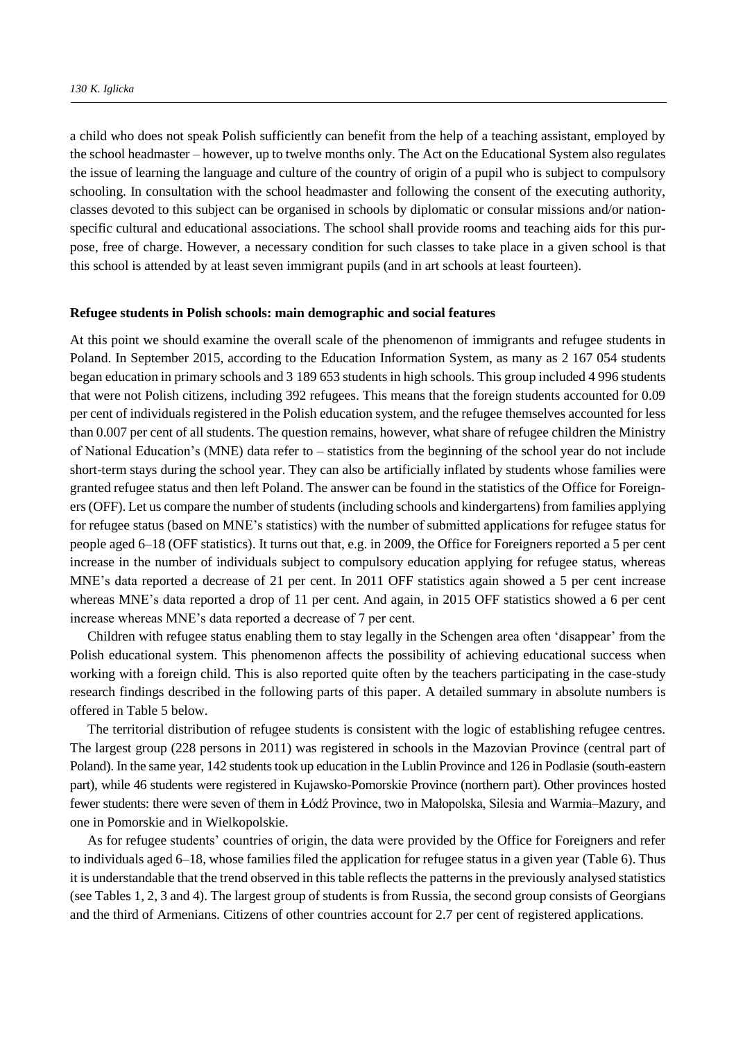a child who does not speak Polish sufficiently can benefit from the help of a teaching assistant, employed by the school headmaster – however, up to twelve months only. The Act on the Educational System also regulates the issue of learning the language and culture of the country of origin of a pupil who is subject to compulsory schooling. In consultation with the school headmaster and following the consent of the executing authority, classes devoted to this subject can be organised in schools by diplomatic or consular missions and/or nation-specific cultural and educational associations. The school shall provide rooms and teaching aids for this purpose, free of charge. However, a necessary condition for such classes to take place in a given school is that this school is attended by at least seven immigrant pupils (and in art schools at least fourteen).

**Refugee students in Polish schools: main demographic and social features**

At this point we should examine the overall scale of the phenomenon of immigrants and refugee students in Poland. In September 2015, according to the Education Information System, as many as 2 167 054 students began education in primary schools and 3 189 653 students in high schools. This group included 4 996 students that were not Polish citizens, including 392 refugees. This means that the foreign students accounted for 0.09 per cent of individuals registered in the Polish education system, and the refugee themselves accounted for less than 0.007 per cent of all students. The question remains, however, what share of refugee children the Ministry of National Education's (MNE) data refer to – statistics from the beginning of the school year do not include short-term stays during the school year. They can also be artificially inflated by students whose families were granted refugee status and then left Poland. The answer can be found in the statistics of the Office for Foreigners (OFF). Let us compare the number of students (including schools and kindergartens) from families applying for refugee status (based on MNE's statistics) with the number of submitted applications for refugee status for people aged 6–18 (OFF statistics). It turns out that, e.g. in 2009, the Office for Foreigners reported a 5 per cent increase in the number of individuals subject to compulsory education applying for refugee status, whereas MNE's data reported a decrease of 21 per cent. In 2011 OFF statistics again showed a 5 per cent increase whereas MNE's data reported a drop of 11 per cent. And again, in 2015 OFF statistics showed a 6 per cent increase whereas MNE's data reported a decrease of 7 per cent.

Children with refugee status enabling them to stay legally in the Schengen area often 'disappear' from the Polish educational system. This phenomenon affects the possibility of achieving educational success when working with a foreign child. This is also reported quite often by the teachers participating in the case-study research findings described in the following parts of this paper. A detailed summary in absolute numbers is offered in Table 5 below.

The territorial distribution of refugee students is consistent with the logic of establishing refugee centres. The largest group (228 persons in 2011) was registered in schools in the Mazovian Province (central part of Poland). In the same year, 142 students took up education in the Lublin Province and 126 in Podlasie (south-eastern part), while 46 students were registered in Kujawsko-Pomorskie Province (northern part). Other provinces hosted fewer students: there were seven of them in Łódź Province, two in Małopolska, Silesia and Warmia–Mazury, and one in Pomorskie and in Wielkopolskie.

As for refugee students' countries of origin, the data were provided by the Office for Foreigners and refer to individuals aged 6–18, whose families filed the application for refugee status in a given year (Table 6). Thus it is understandable that the trend observed in this table reflects the patterns in the previously analysed statistics (see Tables 1, 2, 3 and 4). The largest group of students is from Russia, the second group consists of Georgians and the third of Armenians. Citizens of other countries account for 2.7 per cent of registered applications.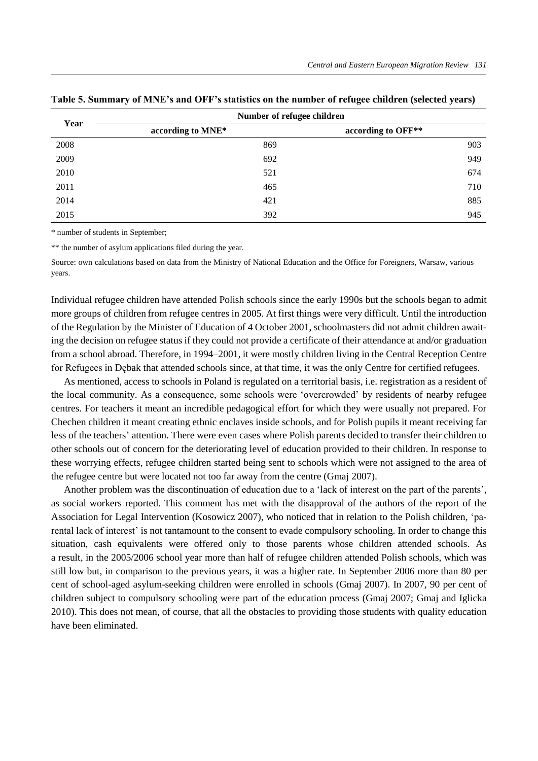**Table 5. Summary of MNE's and OFF's statistics on the number of refugee children (selected years)**

| Year | Number of refugee children | |
|---|---|---|
| | according to MNE* | according to OFF** |
| 2008 | 869 | 903 |
| 2009 | 692 | 949 |
| 2010 | 521 | 674 |
| 2011 | 465 | 710 |
| 2014 | 421 | 885 |
| 2015 | 392 | 945 |

\* number of students in September;

\*\* the number of asylum applications filed during the year.

Source: own calculations based on data from the Ministry of National Education and the Office for Foreigners, Warsaw, various years.

Individual refugee children have attended Polish schools since the early 1990s but the schools began to admit more groups of children from refugee centres in 2005. At first things were very difficult. Until the introduction of the Regulation by the Minister of Education of 4 October 2001, schoolmasters did not admit children awaiting the decision on refugee status if they could not provide a certificate of their attendance at and/or graduation from a school abroad. Therefore, in 1994–2001, it were mostly children living in the Central Reception Centre for Refugees in Dębak that attended schools since, at that time, it was the only Centre for certified refugees.

As mentioned, access to schools in Poland is regulated on a territorial basis, i.e. registration as a resident of the local community. As a consequence, some schools were 'overcrowded' by residents of nearby refugee centres. For teachers it meant an incredible pedagogical effort for which they were usually not prepared. For Chechen children it meant creating ethnic enclaves inside schools, and for Polish pupils it meant receiving far less of the teachers' attention. There were even cases where Polish parents decided to transfer their children to other schools out of concern for the deteriorating level of education provided to their children. In response to these worrying effects, refugee children started being sent to schools which were not assigned to the area of the refugee centre but were located not too far away from the centre (Gmaj 2007).

Another problem was the discontinuation of education due to a 'lack of interest on the part of the parents', as social workers reported. This comment has met with the disapproval of the authors of the report of the Association for Legal Intervention (Kosowicz 2007), who noticed that in relation to the Polish children, 'parental lack of interest' is not tantamount to the consent to evade compulsory schooling. In order to change this situation, cash equivalents were offered only to those parents whose children attended schools. As a result, in the 2005/2006 school year more than half of refugee children attended Polish schools, which was still low but, in comparison to the previous years, it was a higher rate. In September 2006 more than 80 per cent of school-aged asylum-seeking children were enrolled in schools (Gmaj 2007). In 2007, 90 per cent of children subject to compulsory schooling were part of the education process (Gmaj 2007; Gmaj and Iglicka 2010). This does not mean, of course, that all the obstacles to providing those students with quality education have been eliminated.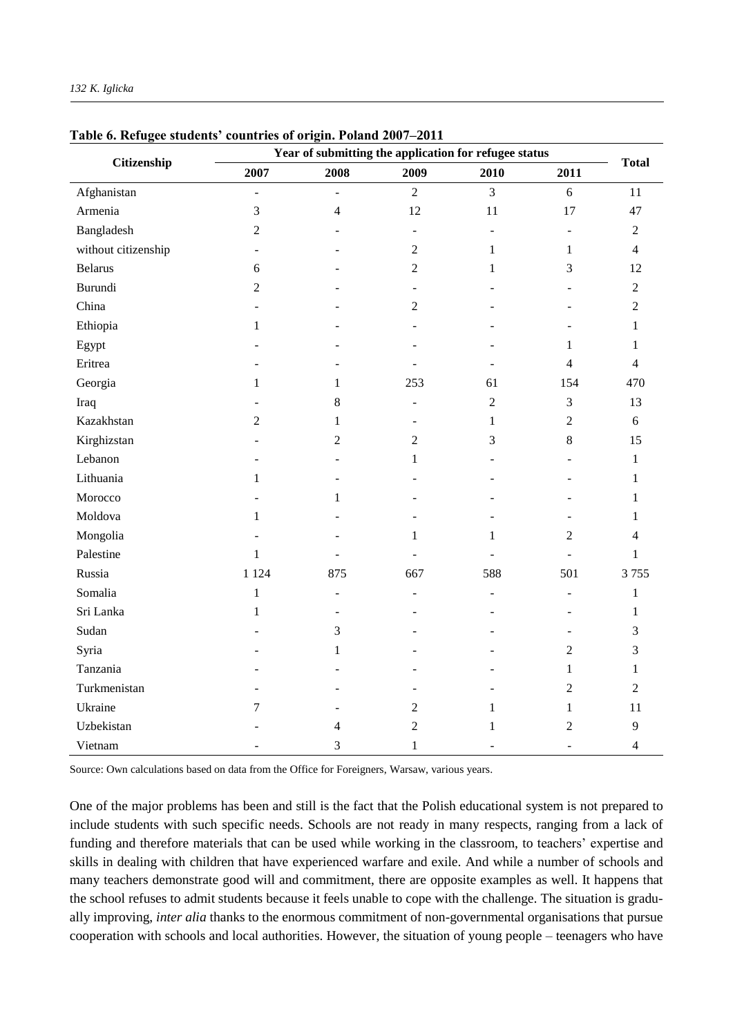**Table 6. Refugee students' countries of origin. Poland 2007–2011**

| Citizenship | Year of submitting the application for refugee status | | | | | Total |
|---|---|---|---|---|---|---|
| | 2007 | 2008 | 2009 | 2010 | 2011 | |
| Afghanistan | - | - | 2 | 3 | 6 | 11 |
| Armenia | 3 | 4 | 12 | 11 | 17 | 47 |
| Bangladesh | 2 | - | - | - | - | 2 |
| without citizenship | - | - | 2 | 1 | 1 | 4 |
| Belarus | 6 | - | 2 | 1 | 3 | 12 |
| Burundi | 2 | - | - | - | - | 2 |
| China | - | - | 2 | - | - | 2 |
| Ethiopia | 1 | - | - | - | - | 1 |
| Egypt | - | - | - | - | 1 | 1 |
| Eritrea | - | - | - | - | 4 | 4 |
| Georgia | 1 | 1 | 253 | 61 | 154 | 470 |
| Iraq | - | 8 | - | 2 | 3 | 13 |
| Kazakhstan | 2 | 1 | - | 1 | 2 | 6 |
| Kirghizstan | - | 2 | 2 | 3 | 8 | 15 |
| Lebanon | - | - | 1 | - | - | 1 |
| Lithuania | 1 | - | - | - | - | 1 |
| Morocco | - | 1 | - | - | - | 1 |
| Moldova | 1 | - | - | - | - | 1 |
| Mongolia | - | - | 1 | 1 | 2 | 4 |
| Palestine | 1 | - | - | - | - | 1 |
| Russia | 1 124 | 875 | 667 | 588 | 501 | 3 755 |
| Somalia | 1 | - | - | - | - | 1 |
| Sri Lanka | 1 | - | - | - | - | 1 |
| Sudan | - | 3 | - | - | - | 3 |
| Syria | - | 1 | - | - | 2 | 3 |
| Tanzania | - | - | - | - | 1 | 1 |
| Turkmenistan | - | - | - | - | 2 | 2 |
| Ukraine | 7 | - | 2 | 1 | 1 | 11 |
| Uzbekistan | - | 4 | 2 | 1 | 2 | 9 |
| Vietnam | - | 3 | 1 | - | - | 4 |

Source: Own calculations based on data from the Office for Foreigners, Warsaw, various years.

One of the major problems has been and still is the fact that the Polish educational system is not prepared to include students with such specific needs. Schools are not ready in many respects, ranging from a lack of funding and therefore materials that can be used while working in the classroom, to teachers' expertise and skills in dealing with children that have experienced warfare and exile. And while a number of schools and many teachers demonstrate good will and commitment, there are opposite examples as well. It happens that the school refuses to admit students because it feels unable to cope with the challenge. The situation is gradually improving, *inter alia* thanks to the enormous commitment of non-governmental organisations that pursue cooperation with schools and local authorities. However, the situation of young people – teenagers who have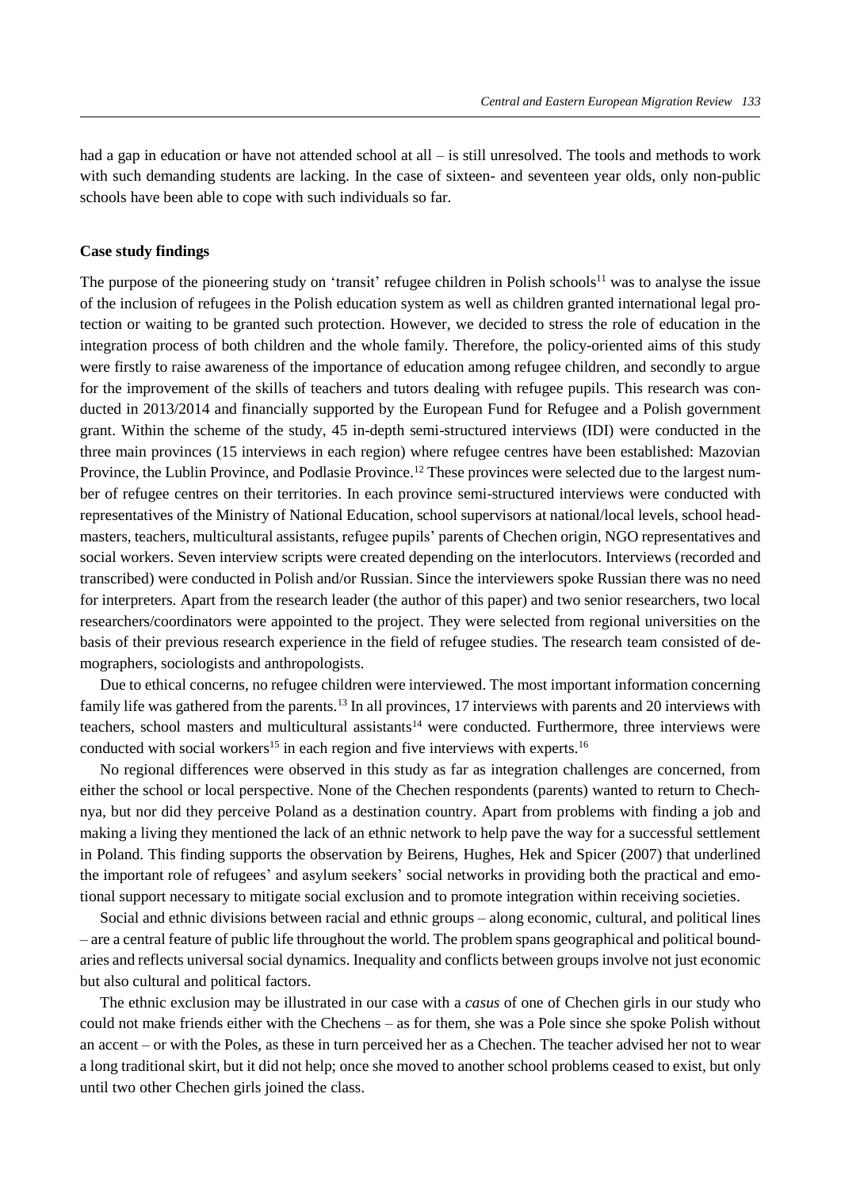had a gap in education or have not attended school at all – is still unresolved. The tools and methods to work with such demanding students are lacking. In the case of sixteen- and seventeen year olds, only non-public schools have been able to cope with such individuals so far.

## Case study findings

The purpose of the pioneering study on 'transit' refugee children in Polish schools[11] was to analyse the issue of the inclusion of refugees in the Polish education system as well as children granted international legal protection or waiting to be granted such protection. However, we decided to stress the role of education in the integration process of both children and the whole family. Therefore, the policy-oriented aims of this study were firstly to raise awareness of the importance of education among refugee children, and secondly to argue for the improvement of the skills of teachers and tutors dealing with refugee pupils. This research was conducted in 2013/2014 and financially supported by the European Fund for Refugee and a Polish government grant. Within the scheme of the study, 45 in-depth semi-structured interviews (IDI) were conducted in the three main provinces (15 interviews in each region) where refugee centres have been established: Mazovian Province, the Lublin Province, and Podlasie Province.[12] These provinces were selected due to the largest number of refugee centres on their territories. In each province semi-structured interviews were conducted with representatives of the Ministry of National Education, school supervisors at national/local levels, school headmasters, teachers, multicultural assistants, refugee pupils' parents of Chechen origin, NGO representatives and social workers. Seven interview scripts were created depending on the interlocutors. Interviews (recorded and transcribed) were conducted in Polish and/or Russian. Since the interviewers spoke Russian there was no need for interpreters. Apart from the research leader (the author of this paper) and two senior researchers, two local researchers/coordinators were appointed to the project. They were selected from regional universities on the basis of their previous research experience in the field of refugee studies. The research team consisted of demographers, sociologists and anthropologists.

Due to ethical concerns, no refugee children were interviewed. The most important information concerning family life was gathered from the parents.[13] In all provinces, 17 interviews with parents and 20 interviews with teachers, school masters and multicultural assistants[14] were conducted. Furthermore, three interviews were conducted with social workers[15] in each region and five interviews with experts.[16]

No regional differences were observed in this study as far as integration challenges are concerned, from either the school or local perspective. None of the Chechen respondents (parents) wanted to return to Chechnya, but nor did they perceive Poland as a destination country. Apart from problems with finding a job and making a living they mentioned the lack of an ethnic network to help pave the way for a successful settlement in Poland. This finding supports the observation by Beirens, Hughes, Hek and Spicer (2007) that underlined the important role of refugees' and asylum seekers' social networks in providing both the practical and emotional support necessary to mitigate social exclusion and to promote integration within receiving societies.

Social and ethnic divisions between racial and ethnic groups – along economic, cultural, and political lines – are a central feature of public life throughout the world. The problem spans geographical and political boundaries and reflects universal social dynamics. Inequality and conflicts between groups involve not just economic but also cultural and political factors.

The ethnic exclusion may be illustrated in our case with a *casus* of one of Chechen girls in our study who could not make friends either with the Chechens – as for them, she was a Pole since she spoke Polish without an accent – or with the Poles, as these in turn perceived her as a Chechen. The teacher advised her not to wear a long traditional skirt, but it did not help; once she moved to another school problems ceased to exist, but only until two other Chechen girls joined the class.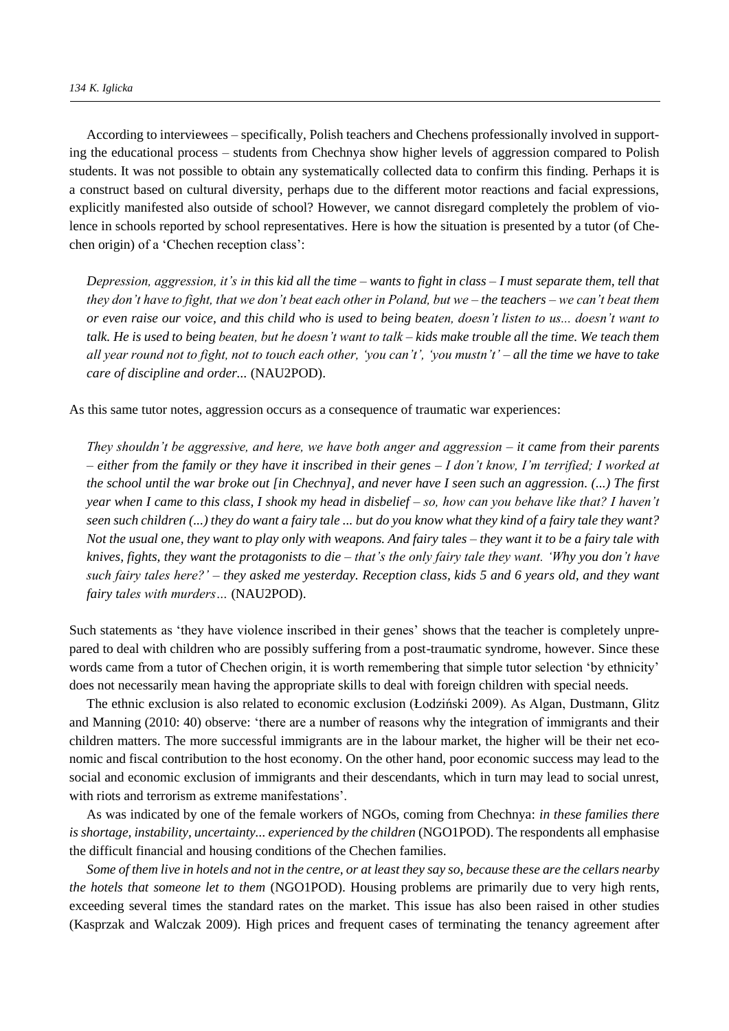According to interviewees – specifically, Polish teachers and Chechens professionally involved in supporting the educational process – students from Chechnya show higher levels of aggression compared to Polish students. It was not possible to obtain any systematically collected data to confirm this finding. Perhaps it is a construct based on cultural diversity, perhaps due to the different motor reactions and facial expressions, explicitly manifested also outside of school? However, we cannot disregard completely the problem of violence in schools reported by school representatives. Here is how the situation is presented by a tutor (of Chechen origin) of a 'Chechen reception class':

> *Depression, aggression, it's in this kid all the time – wants to fight in class – I must separate them, tell that they don't have to fight, that we don't beat each other in Poland, but we – the teachers – we can't beat them or even raise our voice, and this child who is used to being beaten, doesn't listen to us... doesn't want to talk. He is used to being beaten, but he doesn't want to talk – kids make trouble all the time. We teach them all year round not to fight, not to touch each other, 'you can't', 'you mustn't' – all the time we have to take care of discipline and order...* (NAU2POD).

As this same tutor notes, aggression occurs as a consequence of traumatic war experiences:

> *They shouldn't be aggressive, and here, we have both anger and aggression – it came from their parents – either from the family or they have it inscribed in their genes – I don't know, I'm terrified; I worked at the school until the war broke out [in Chechnya], and never have I seen such an aggression. (...) The first year when I came to this class, I shook my head in disbelief – so, how can you behave like that? I haven't seen such children (...) they do want a fairy tale ... but do you know what they kind of a fairy tale they want? Not the usual one, they want to play only with weapons. And fairy tales – they want it to be a fairy tale with knives, fights, they want the protagonists to die – that's the only fairy tale they want. 'Why you don't have such fairy tales here?' – they asked me yesterday. Reception class, kids 5 and 6 years old, and they want fairy tales with murders…* (NAU2POD).

Such statements as 'they have violence inscribed in their genes' shows that the teacher is completely unprepared to deal with children who are possibly suffering from a post-traumatic syndrome, however. Since these words came from a tutor of Chechen origin, it is worth remembering that simple tutor selection 'by ethnicity' does not necessarily mean having the appropriate skills to deal with foreign children with special needs.

The ethnic exclusion is also related to economic exclusion (Łodziński 2009). As Algan, Dustmann, Glitz and Manning (2010: 40) observe: 'there are a number of reasons why the integration of immigrants and their children matters. The more successful immigrants are in the labour market, the higher will be their net economic and fiscal contribution to the host economy. On the other hand, poor economic success may lead to the social and economic exclusion of immigrants and their descendants, which in turn may lead to social unrest, with riots and terrorism as extreme manifestations'.

As was indicated by one of the female workers of NGOs, coming from Chechnya: *in these families there is shortage, instability, uncertainty... experienced by the children* (NGO1POD). The respondents all emphasise the difficult financial and housing conditions of the Chechen families.

*Some of them live in hotels and not in the centre, or at least they say so, because these are the cellars nearby the hotels that someone let to them* (NGO1POD). Housing problems are primarily due to very high rents, exceeding several times the standard rates on the market. This issue has also been raised in other studies (Kasprzak and Walczak 2009). High prices and frequent cases of terminating the tenancy agreement after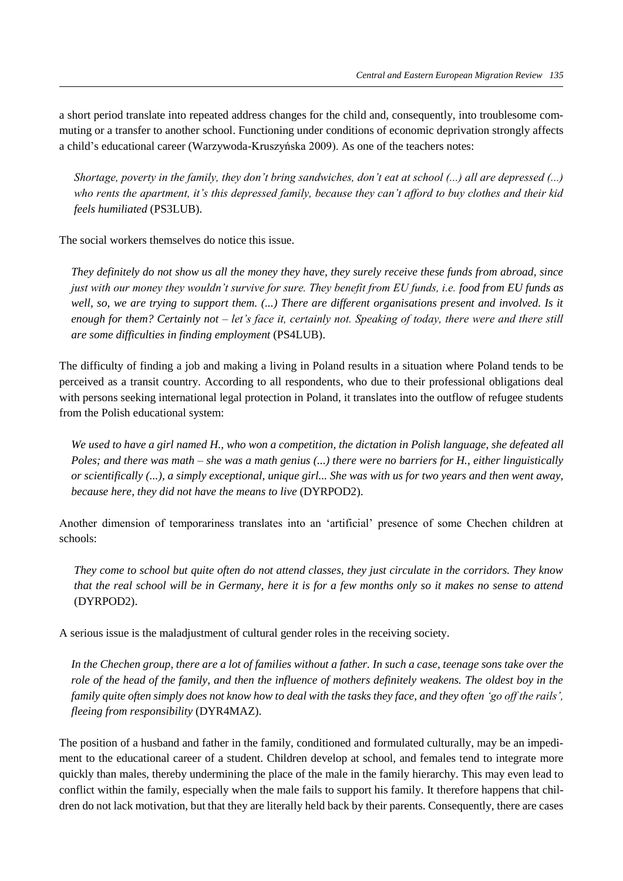a short period translate into repeated address changes for the child and, consequently, into troublesome commuting or a transfer to another school. Functioning under conditions of economic deprivation strongly affects a child's educational career (Warzywoda-Kruszyńska 2009). As one of the teachers notes:

> *Shortage, poverty in the family, they don't bring sandwiches, don't eat at school (...) all are depressed (...) who rents the apartment, it's this depressed family, because they can't afford to buy clothes and their kid feels humiliated* (PS3LUB).

The social workers themselves do notice this issue.

> *They definitely do not show us all the money they have, they surely receive these funds from abroad, since just with our money they wouldn't survive for sure. They benefit from EU funds, i.e. food from EU funds as well, so, we are trying to support them. (...) There are different organisations present and involved. Is it enough for them? Certainly not – let's face it, certainly not. Speaking of today, there were and there still are some difficulties in finding employment* (PS4LUB).

The difficulty of finding a job and making a living in Poland results in a situation where Poland tends to be perceived as a transit country. According to all respondents, who due to their professional obligations deal with persons seeking international legal protection in Poland, it translates into the outflow of refugee students from the Polish educational system:

> *We used to have a girl named H., who won a competition, the dictation in Polish language, she defeated all Poles; and there was math – she was a math genius (...) there were no barriers for H., either linguistically or scientifically (...), a simply exceptional, unique girl... She was with us for two years and then went away, because here, they did not have the means to live* (DYRPOD2).

Another dimension of temporariness translates into an 'artificial' presence of some Chechen children at schools:

> *They come to school but quite often do not attend classes, they just circulate in the corridors. They know that the real school will be in Germany, here it is for a few months only so it makes no sense to attend* (DYRPOD2).

A serious issue is the maladjustment of cultural gender roles in the receiving society.

> *In the Chechen group, there are a lot of families without a father. In such a case, teenage sons take over the role of the head of the family, and then the influence of mothers definitely weakens. The oldest boy in the family quite often simply does not know how to deal with the tasks they face, and they often 'go off the rails', fleeing from responsibility* (DYR4MAZ).

The position of a husband and father in the family, conditioned and formulated culturally, may be an impediment to the educational career of a student. Children develop at school, and females tend to integrate more quickly than males, thereby undermining the place of the male in the family hierarchy. This may even lead to conflict within the family, especially when the male fails to support his family. It therefore happens that children do not lack motivation, but that they are literally held back by their parents. Consequently, there are cases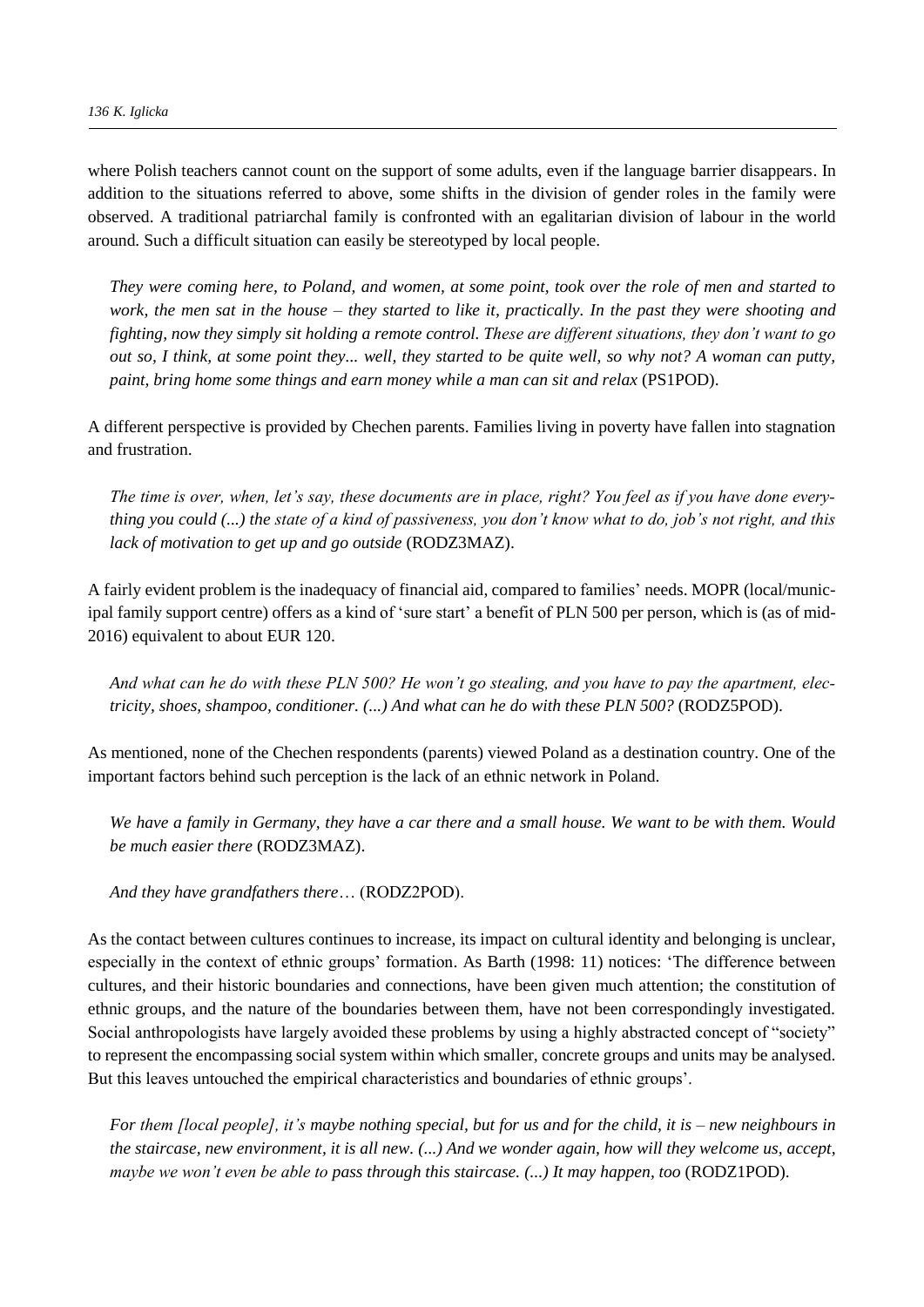where Polish teachers cannot count on the support of some adults, even if the language barrier disappears. In addition to the situations referred to above, some shifts in the division of gender roles in the family were observed. A traditional patriarchal family is confronted with an egalitarian division of labour in the world around. Such a difficult situation can easily be stereotyped by local people.

> *They were coming here, to Poland, and women, at some point, took over the role of men and started to work, the men sat in the house – they started to like it, practically. In the past they were shooting and fighting, now they simply sit holding a remote control. These are different situations, they don't want to go out so, I think, at some point they... well, they started to be quite well, so why not? A woman can putty, paint, bring home some things and earn money while a man can sit and relax* (PS1POD).

A different perspective is provided by Chechen parents. Families living in poverty have fallen into stagnation and frustration.

> *The time is over, when, let's say, these documents are in place, right? You feel as if you have done everything you could (...) the state of a kind of passiveness, you don't know what to do, job's not right, and this lack of motivation to get up and go outside* (RODZ3MAZ).

A fairly evident problem is the inadequacy of financial aid, compared to families' needs. MOPR (local/municipal family support centre) offers as a kind of 'sure start' a benefit of PLN 500 per person, which is (as of mid-2016) equivalent to about EUR 120.

> *And what can he do with these PLN 500? He won't go stealing, and you have to pay the apartment, electricity, shoes, shampoo, conditioner. (...) And what can he do with these PLN 500?* (RODZ5POD).

As mentioned, none of the Chechen respondents (parents) viewed Poland as a destination country. One of the important factors behind such perception is the lack of an ethnic network in Poland.

> *We have a family in Germany, they have a car there and a small house. We want to be with them. Would be much easier there* (RODZ3MAZ).
>
> *And they have grandfathers there…* (RODZ2POD).

As the contact between cultures continues to increase, its impact on cultural identity and belonging is unclear, especially in the context of ethnic groups' formation. As Barth (1998: 11) notices: 'The difference between cultures, and their historic boundaries and connections, have been given much attention; the constitution of ethnic groups, and the nature of the boundaries between them, have not been correspondingly investigated. Social anthropologists have largely avoided these problems by using a highly abstracted concept of "society" to represent the encompassing social system within which smaller, concrete groups and units may be analysed. But this leaves untouched the empirical characteristics and boundaries of ethnic groups'.

> *For them [local people], it's maybe nothing special, but for us and for the child, it is – new neighbours in the staircase, new environment, it is all new. (...) And we wonder again, how will they welcome us, accept, maybe we won't even be able to pass through this staircase. (...) It may happen, too* (RODZ1POD).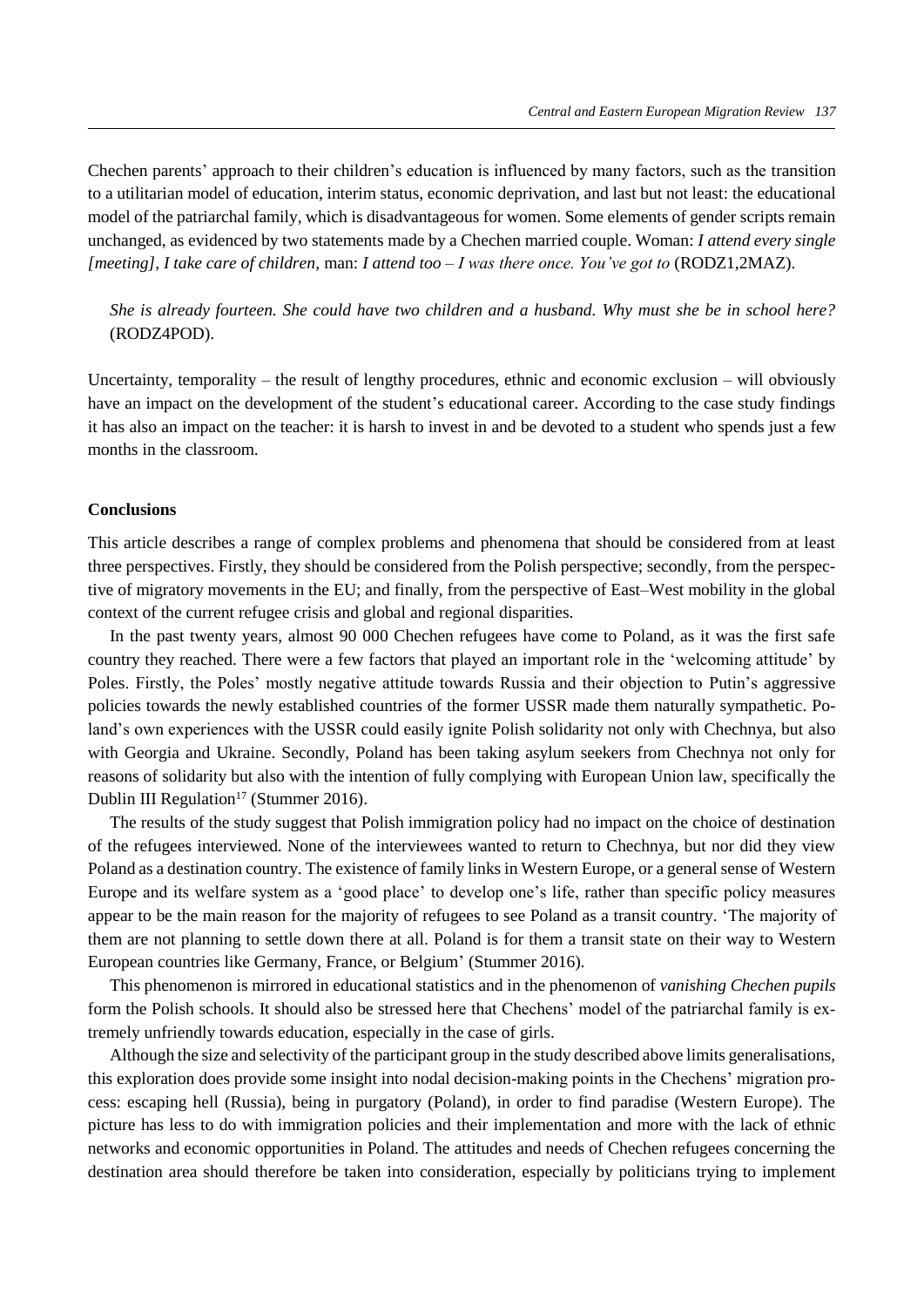Chechen parents' approach to their children's education is influenced by many factors, such as the transition to a utilitarian model of education, interim status, economic deprivation, and last but not least: the educational model of the patriarchal family, which is disadvantageous for women. Some elements of gender scripts remain unchanged, as evidenced by two statements made by a Chechen married couple. Woman: *I attend every single [meeting], I take care of children*, man: *I attend too – I was there once. You've got to* (RODZ1,2MAZ).

> *She is already fourteen. She could have two children and a husband. Why must she be in school here?* (RODZ4POD).

Uncertainty, temporality – the result of lengthy procedures, ethnic and economic exclusion – will obviously have an impact on the development of the student's educational career. According to the case study findings it has also an impact on the teacher: it is harsh to invest in and be devoted to a student who spends just a few months in the classroom.

## Conclusions

This article describes a range of complex problems and phenomena that should be considered from at least three perspectives. Firstly, they should be considered from the Polish perspective; secondly, from the perspective of migratory movements in the EU; and finally, from the perspective of East–West mobility in the global context of the current refugee crisis and global and regional disparities.

In the past twenty years, almost 90 000 Chechen refugees have come to Poland, as it was the first safe country they reached. There were a few factors that played an important role in the 'welcoming attitude' by Poles. Firstly, the Poles' mostly negative attitude towards Russia and their objection to Putin's aggressive policies towards the newly established countries of the former USSR made them naturally sympathetic. Poland's own experiences with the USSR could easily ignite Polish solidarity not only with Chechnya, but also with Georgia and Ukraine. Secondly, Poland has been taking asylum seekers from Chechnya not only for reasons of solidarity but also with the intention of fully complying with European Union law, specifically the Dublin III Regulation[17] (Stummer 2016).

The results of the study suggest that Polish immigration policy had no impact on the choice of destination of the refugees interviewed. None of the interviewees wanted to return to Chechnya, but nor did they view Poland as a destination country. The existence of family links in Western Europe, or a general sense of Western Europe and its welfare system as a 'good place' to develop one's life, rather than specific policy measures appear to be the main reason for the majority of refugees to see Poland as a transit country. 'The majority of them are not planning to settle down there at all. Poland is for them a transit state on their way to Western European countries like Germany, France, or Belgium' (Stummer 2016).

This phenomenon is mirrored in educational statistics and in the phenomenon of *vanishing Chechen pupils* form the Polish schools. It should also be stressed here that Chechens' model of the patriarchal family is extremely unfriendly towards education, especially in the case of girls.

Although the size and selectivity of the participant group in the study described above limits generalisations, this exploration does provide some insight into nodal decision-making points in the Chechens' migration process: escaping hell (Russia), being in purgatory (Poland), in order to find paradise (Western Europe). The picture has less to do with immigration policies and their implementation and more with the lack of ethnic networks and economic opportunities in Poland. The attitudes and needs of Chechen refugees concerning the destination area should therefore be taken into consideration, especially by politicians trying to implement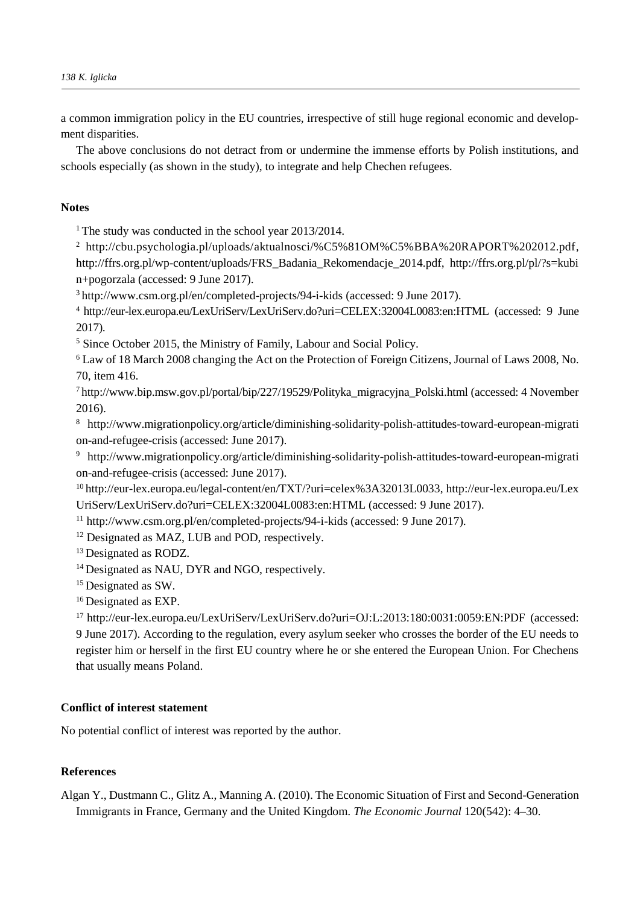a common immigration policy in the EU countries, irrespective of still huge regional economic and development disparities.

The above conclusions do not detract from or undermine the immense efforts by Polish institutions, and schools especially (as shown in the study), to integrate and help Chechen refugees.

## Notes

[1] The study was conducted in the school year 2013/2014.

[2] http://cbu.psychologia.pl/uploads/aktualnosci/%C5%81OM%C5%BBA%20RAPORT%202012.pdf, http://ffrs.org.pl/wp-content/uploads/FRS_Badania_Rekomendacje_2014.pdf, http://ffrs.org.pl/pl/?s=kubin+pogorzala (accessed: 9 June 2017).

[3] http://www.csm.org.pl/en/completed-projects/94-i-kids (accessed: 9 June 2017).

[4] http://eur-lex.europa.eu/LexUriServ/LexUriServ.do?uri=CELEX:32004L0083:en:HTML (accessed: 9 June 2017).

[5] Since October 2015, the Ministry of Family, Labour and Social Policy.

[6] Law of 18 March 2008 changing the Act on the Protection of Foreign Citizens, Journal of Laws 2008, No. 70, item 416.

[7] http://www.bip.msw.gov.pl/portal/bip/227/19529/Polityka_migracyjna_Polski.html (accessed: 4 November 2016).

[8] http://www.migrationpolicy.org/article/diminishing-solidarity-polish-attitudes-toward-european-migration-and-refugee-crisis (accessed: June 2017).

[9] http://www.migrationpolicy.org/article/diminishing-solidarity-polish-attitudes-toward-european-migration-and-refugee-crisis (accessed: June 2017).

[10] http://eur-lex.europa.eu/legal-content/en/TXT/?uri=celex%3A32013L0033, http://eur-lex.europa.eu/LexUriServ/LexUriServ.do?uri=CELEX:32004L0083:en:HTML (accessed: 9 June 2017).

[11] http://www.csm.org.pl/en/completed-projects/94-i-kids (accessed: 9 June 2017).

[12] Designated as MAZ, LUB and POD, respectively.

[13] Designated as RODZ.

[14] Designated as NAU, DYR and NGO, respectively.

[15] Designated as SW.

[16] Designated as EXP.

[17] http://eur-lex.europa.eu/LexUriServ/LexUriServ.do?uri=OJ:L:2013:180:0031:0059:EN:PDF (accessed: 9 June 2017). According to the regulation, every asylum seeker who crosses the border of the EU needs to register him or herself in the first EU country where he or she entered the European Union. For Chechens that usually means Poland.

## Conflict of interest statement

No potential conflict of interest was reported by the author.

## References

Algan Y., Dustmann C., Glitz A., Manning A. (2010). The Economic Situation of First and Second-Generation Immigrants in France, Germany and the United Kingdom. *The Economic Journal* 120(542): 4–30.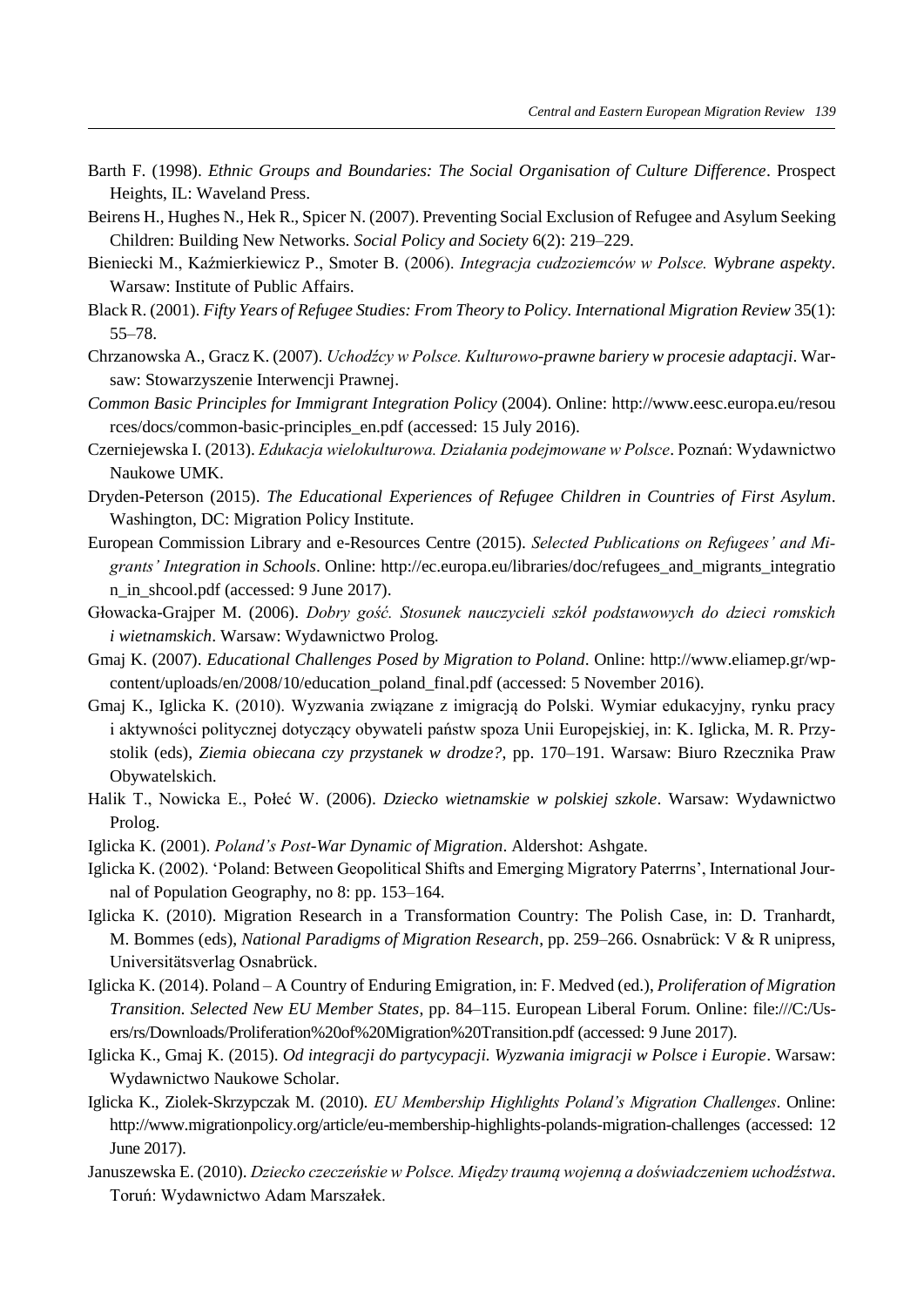Barth F. (1998). *Ethnic Groups and Boundaries: The Social Organisation of Culture Difference*. Prospect Heights, IL: Waveland Press.

Beirens H., Hughes N., Hek R., Spicer N. (2007). Preventing Social Exclusion of Refugee and Asylum Seeking Children: Building New Networks. *Social Policy and Society* 6(2): 219–229.

Bieniecki M., Kaźmierkiewicz P., Smoter B. (2006). *Integracja cudzoziemców w Polsce. Wybrane aspekty*. Warsaw: Institute of Public Affairs.

Black R. (2001). *Fifty Years of Refugee Studies: From Theory to Policy. International Migration Review* 35(1): 55–78.

Chrzanowska A., Gracz K. (2007). *Uchodźcy w Polsce. Kulturowo-prawne bariery w procesie adaptacji*. Warsaw: Stowarzyszenie Interwencji Prawnej.

*Common Basic Principles for Immigrant Integration Policy* (2004). Online: http://www.eesc.europa.eu/resources/docs/common-basic-principles_en.pdf (accessed: 15 July 2016).

Czerniejewska I. (2013). *Edukacja wielokulturowa. Działania podejmowane w Polsce*. Poznań: Wydawnictwo Naukowe UMK.

Dryden-Peterson (2015). *The Educational Experiences of Refugee Children in Countries of First Asylum*. Washington, DC: Migration Policy Institute.

European Commission Library and e-Resources Centre (2015). *Selected Publications on Refugees' and Migrants' Integration in Schools*. Online: http://ec.europa.eu/libraries/doc/refugees_and_migrants_integration_in_shcool.pdf (accessed: 9 June 2017).

Głowacka-Grajper M. (2006). *Dobry gość. Stosunek nauczycieli szkół podstawowych do dzieci romskich i wietnamskich*. Warsaw: Wydawnictwo Prolog.

Gmaj K. (2007). *Educational Challenges Posed by Migration to Poland*. Online: http://www.eliamep.gr/wp-content/uploads/en/2008/10/education_poland_final.pdf (accessed: 5 November 2016).

Gmaj K., Iglicka K. (2010). Wyzwania związane z imigracją do Polski. Wymiar edukacyjny, rynku pracy i aktywności politycznej dotyczący obywateli państw spoza Unii Europejskiej, in: K. Iglicka, M. R. Przystolik (eds), *Ziemia obiecana czy przystanek w drodze?*, pp. 170–191. Warsaw: Biuro Rzecznika Praw Obywatelskich.

Halik T., Nowicka E., Połeć W. (2006). *Dziecko wietnamskie w polskiej szkole*. Warsaw: Wydawnictwo Prolog.

Iglicka K. (2001). *Poland's Post-War Dynamic of Migration*. Aldershot: Ashgate.

Iglicka K. (2002). 'Poland: Between Geopolitical Shifts and Emerging Migratory Paterrns', International Journal of Population Geography, no 8: pp. 153–164.

Iglicka K. (2010). Migration Research in a Transformation Country: The Polish Case, in: D. Tranhardt, M. Bommes (eds), *National Paradigms of Migration Research*, pp. 259–266. Osnabrück: V & R unipress, Universitätsverlag Osnabrück.

Iglicka K. (2014). Poland – A Country of Enduring Emigration, in: F. Medved (ed.), *Proliferation of Migration Transition. Selected New EU Member States*, pp. 84–115. European Liberal Forum. Online: file:///C:/Users/rs/Downloads/Proliferation%20of%20Migration%20Transition.pdf (accessed: 9 June 2017).

Iglicka K., Gmaj K. (2015). *Od integracji do partycypacji. Wyzwania imigracji w Polsce i Europie*. Warsaw: Wydawnictwo Naukowe Scholar.

Iglicka K., Ziolek-Skrzypczak M. (2010). *EU Membership Highlights Poland's Migration Challenges*. Online: http://www.migrationpolicy.org/article/eu-membership-highlights-polands-migration-challenges (accessed: 12 June 2017).

Januszewska E. (2010). *Dziecko czeczeńskie w Polsce. Między traumą wojenną a doświadczeniem uchodźstwa*. Toruń: Wydawnictwo Adam Marszałek.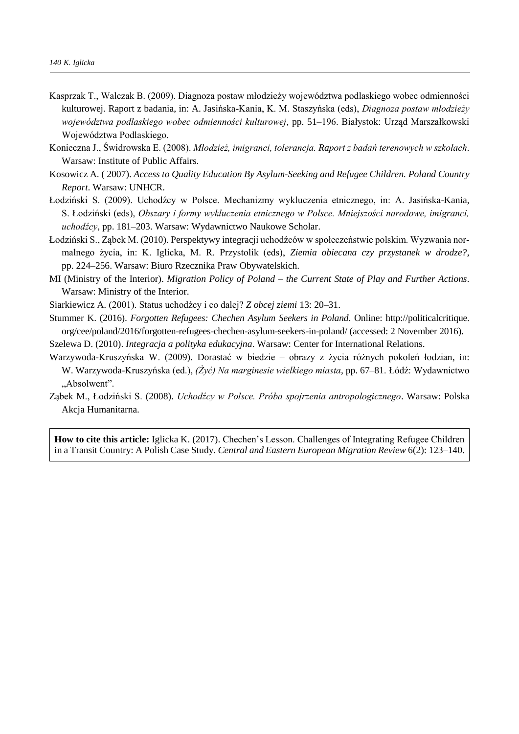Kasprzak T., Walczak B. (2009). Diagnoza postaw młodzieży województwa podlaskiego wobec odmienności kulturowej. Raport z badania, in: A. Jasińska-Kania, K. M. Staszyńska (eds), *Diagnoza postaw młodzieży województwa podlaskiego wobec odmienności kulturowej*, pp. 51–196. Białystok: Urząd Marszałkowski Województwa Podlaskiego.

Konieczna J., Świdrowska E. (2008). *Młodzież, imigranci, tolerancja. Raport z badań terenowych w szkołach*. Warsaw: Institute of Public Affairs.

Kosowicz A. ( 2007). *Access to Quality Education By Asylum-Seeking and Refugee Children. Poland Country Report*. Warsaw: UNHCR.

Łodziński S. (2009). Uchodźcy w Polsce. Mechanizmy wykluczenia etnicznego, in: A. Jasińska-Kania, S. Łodziński (eds), *Obszary i formy wykluczenia etnicznego w Polsce. Mniejszości narodowe, imigranci, uchodźcy*, pp. 181–203. Warsaw: Wydawnictwo Naukowe Scholar.

Łodziński S., Ząbek M. (2010). Perspektywy integracji uchodźców w społeczeństwie polskim. Wyzwania normalnego życia, in: K. Iglicka, M. R. Przystolik (eds), *Ziemia obiecana czy przystanek w drodze?*, pp. 224–256. Warsaw: Biuro Rzecznika Praw Obywatelskich.

MI (Ministry of the Interior). *Migration Policy of Poland – the Current State of Play and Further Actions*. Warsaw: Ministry of the Interior.

Siarkiewicz A. (2001). Status uchodźcy i co dalej? *Z obcej ziemi* 13: 20–31.

Stummer K. (2016). *Forgotten Refugees: Chechen Asylum Seekers in Poland*. Online: http://politicalcritique.org/cee/poland/2016/forgotten-refugees-chechen-asylum-seekers-in-poland/ (accessed: 2 November 2016).

Szelewa D. (2010). *Integracja a polityka edukacyjna*. Warsaw: Center for International Relations.

Warzywoda-Kruszyńska W. (2009). Dorastać w biedzie – obrazy z życia różnych pokoleń łodzian, in: W. Warzywoda-Kruszyńska (ed.), *(Żyć) Na marginesie wielkiego miasta*, pp. 67–81. Łódź: Wydawnictwo „Absolwent".

Ząbek M., Łodziński S. (2008). *Uchodźcy w Polsce. Próba spojrzenia antropologicznego*. Warsaw: Polska Akcja Humanitarna.

**How to cite this article:** Iglicka K. (2017). Chechen's Lesson. Challenges of Integrating Refugee Children in a Transit Country: A Polish Case Study. *Central and Eastern European Migration Review* 6(2): 123–140.